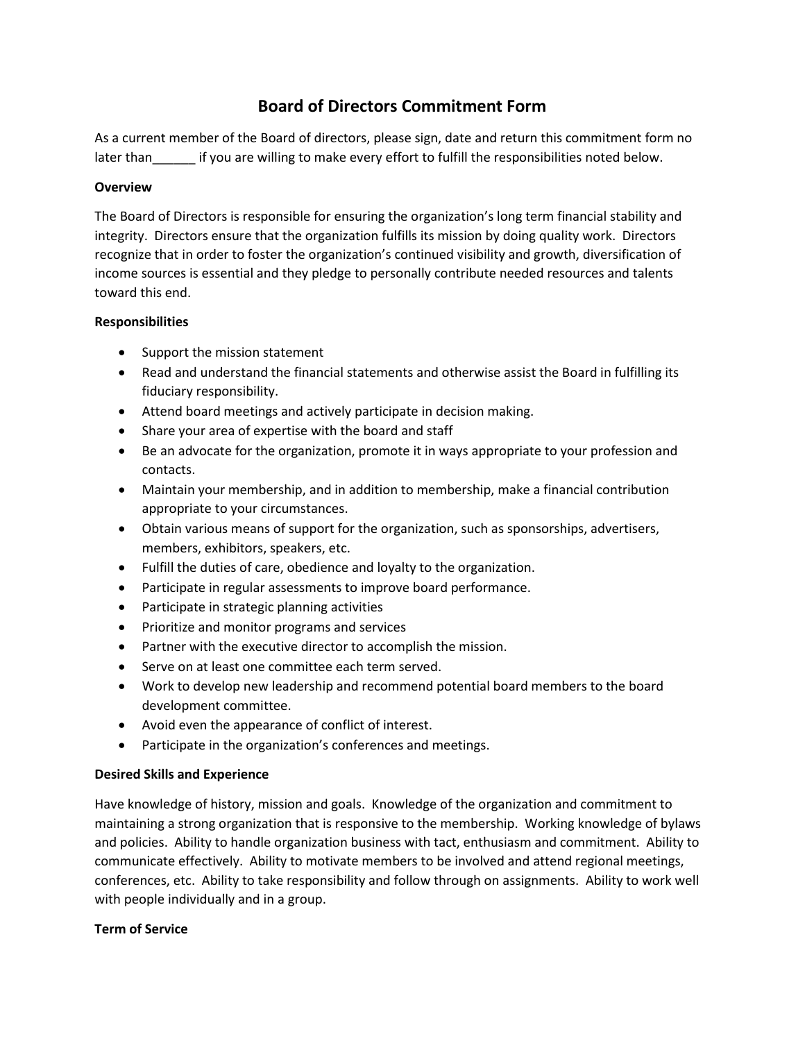# Board of Directors Commitment Form

As a current member of the Board of directors, please sign, date and return this commitment form no later than______ if you are willing to make every effort to fulfill the responsibilities noted below.

**Overview**

The Board of Directors is responsible for ensuring the organization's long term financial stability and integrity. Directors ensure that the organization fulfills its mission by doing quality work. Directors recognize that in order to foster the organization's continued visibility and growth, diversification of income sources is essential and they pledge to personally contribute needed resources and talents toward this end.

**Responsibilities**

- Support the mission statement
- Read and understand the financial statements and otherwise assist the Board in fulfilling its fiduciary responsibility.
- Attend board meetings and actively participate in decision making.
- Share your area of expertise with the board and staff
- Be an advocate for the organization, promote it in ways appropriate to your profession and contacts.
- Maintain your membership, and in addition to membership, make a financial contribution appropriate to your circumstances.
- Obtain various means of support for the organization, such as sponsorships, advertisers, members, exhibitors, speakers, etc.
- Fulfill the duties of care, obedience and loyalty to the organization.
- Participate in regular assessments to improve board performance.
- Participate in strategic planning activities
- Prioritize and monitor programs and services
- Partner with the executive director to accomplish the mission.
- Serve on at least one committee each term served.
- Work to develop new leadership and recommend potential board members to the board development committee.
- Avoid even the appearance of conflict of interest.
- Participate in the organization's conferences and meetings.

**Desired Skills and Experience**

Have knowledge of history, mission and goals. Knowledge of the organization and commitment to maintaining a strong organization that is responsive to the membership. Working knowledge of bylaws and policies. Ability to handle organization business with tact, enthusiasm and commitment. Ability to communicate effectively. Ability to motivate members to be involved and attend regional meetings, conferences, etc. Ability to take responsibility and follow through on assignments. Ability to work well with people individually and in a group.

**Term of Service**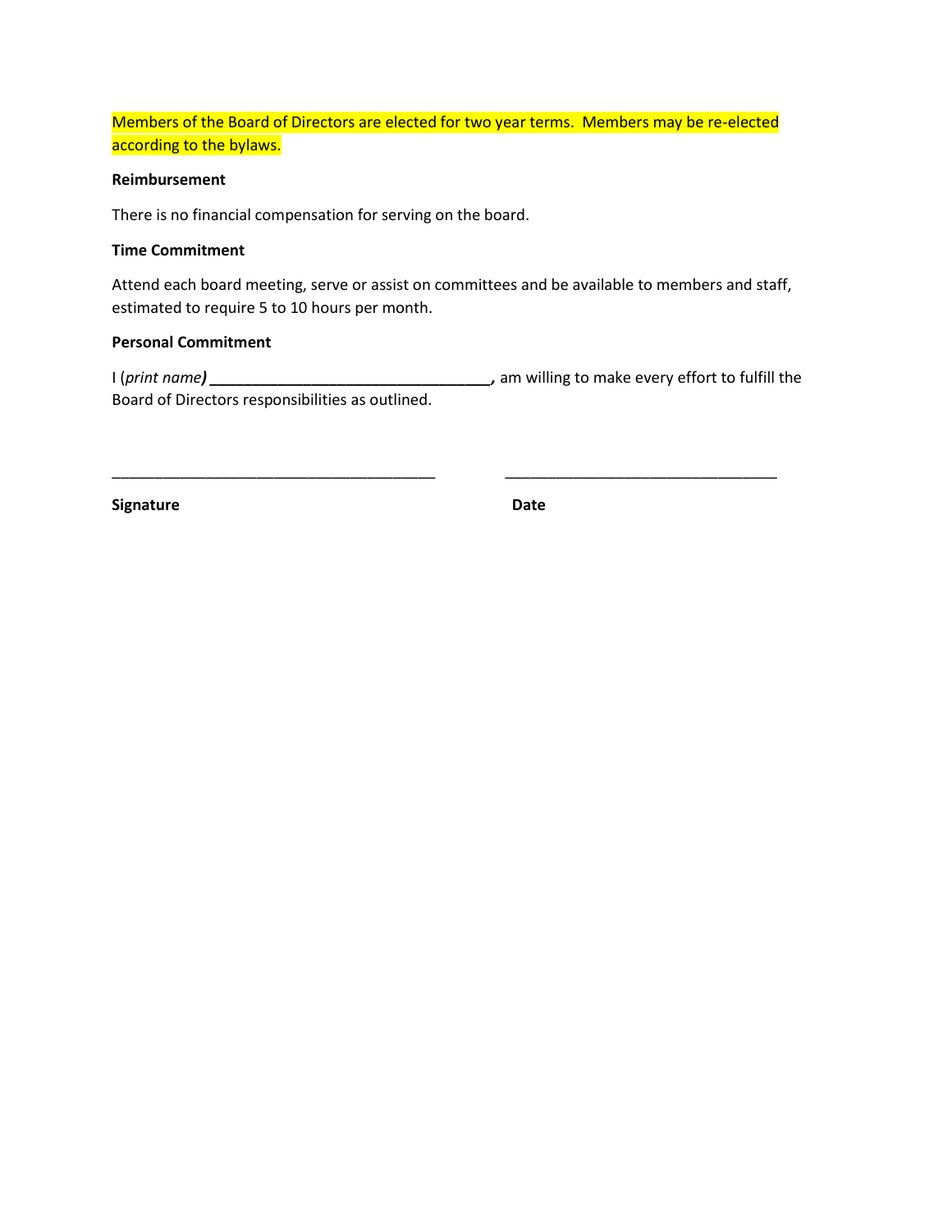Members of the Board of Directors are elected for two year terms. Members may be re-elected according to the bylaws.

**Reimbursement**

There is no financial compensation for serving on the board.

**Time Commitment**

Attend each board meeting, serve or assist on committees and be available to members and staff, estimated to require 5 to 10 hours per month.

**Personal Commitment**

I (*print name*) **_________________________________,** am willing to make every effort to fulfill the Board of Directors responsibilities as outlined.

_______________________________________ &nbsp;&nbsp;&nbsp;&nbsp;&nbsp;&nbsp;&nbsp; _________________________________

**Signature** &nbsp;&nbsp;&nbsp;&nbsp;&nbsp;&nbsp;&nbsp;&nbsp;&nbsp;&nbsp;&nbsp;&nbsp;&nbsp;&nbsp;&nbsp;&nbsp;&nbsp;&nbsp;&nbsp;&nbsp;&nbsp;&nbsp;&nbsp;&nbsp;&nbsp;&nbsp;&nbsp;&nbsp;&nbsp;&nbsp;&nbsp;&nbsp;&nbsp;&nbsp;&nbsp;&nbsp;&nbsp;&nbsp;&nbsp;&nbsp; **Date**